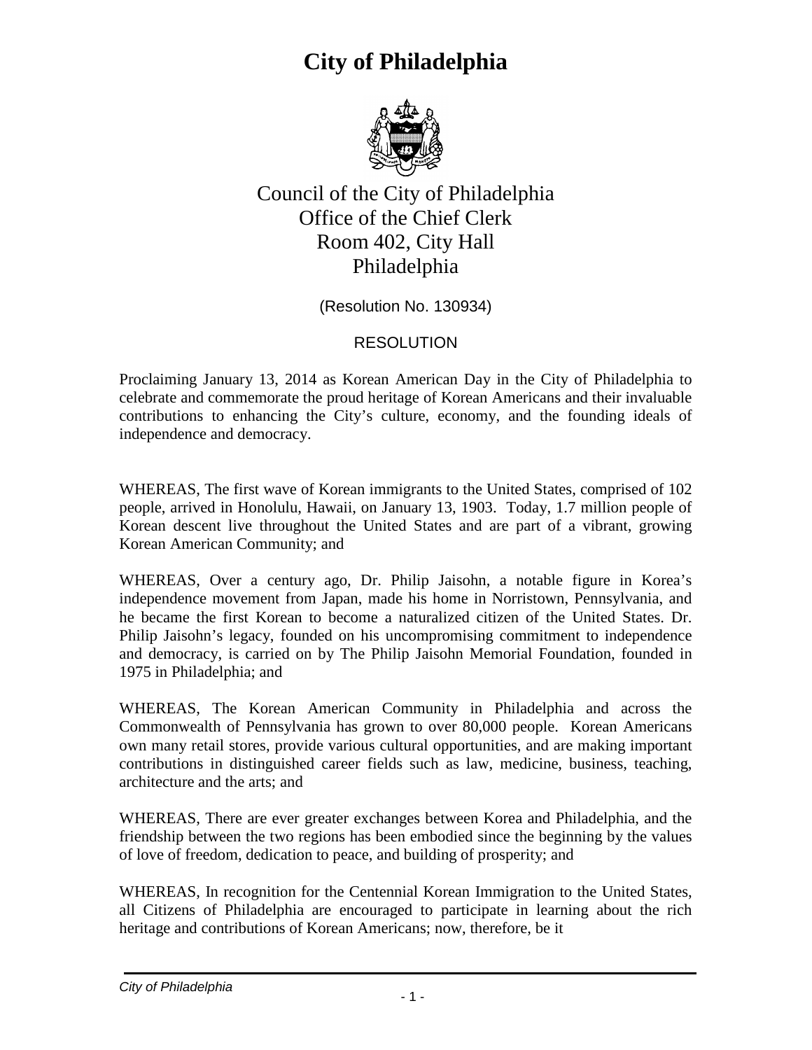# City of Philadelphia

Council of the City of Philadelphia
Office of the Chief Clerk
Room 402, City Hall
Philadelphia

(Resolution No. 130934)

RESOLUTION

Proclaiming January 13, 2014 as Korean American Day in the City of Philadelphia to celebrate and commemorate the proud heritage of Korean Americans and their invaluable contributions to enhancing the City's culture, economy, and the founding ideals of independence and democracy.

WHEREAS, The first wave of Korean immigrants to the United States, comprised of 102 people, arrived in Honolulu, Hawaii, on January 13, 1903. Today, 1.7 million people of Korean descent live throughout the United States and are part of a vibrant, growing Korean American Community; and

WHEREAS, Over a century ago, Dr. Philip Jaisohn, a notable figure in Korea's independence movement from Japan, made his home in Norristown, Pennsylvania, and he became the first Korean to become a naturalized citizen of the United States. Dr. Philip Jaisohn's legacy, founded on his uncompromising commitment to independence and democracy, is carried on by The Philip Jaisohn Memorial Foundation, founded in 1975 in Philadelphia; and

WHEREAS, The Korean American Community in Philadelphia and across the Commonwealth of Pennsylvania has grown to over 80,000 people. Korean Americans own many retail stores, provide various cultural opportunities, and are making important contributions in distinguished career fields such as law, medicine, business, teaching, architecture and the arts; and

WHEREAS, There are ever greater exchanges between Korea and Philadelphia, and the friendship between the two regions has been embodied since the beginning by the values of love of freedom, dedication to peace, and building of prosperity; and

WHEREAS, In recognition for the Centennial Korean Immigration to the United States, all Citizens of Philadelphia are encouraged to participate in learning about the rich heritage and contributions of Korean Americans; now, therefore, be it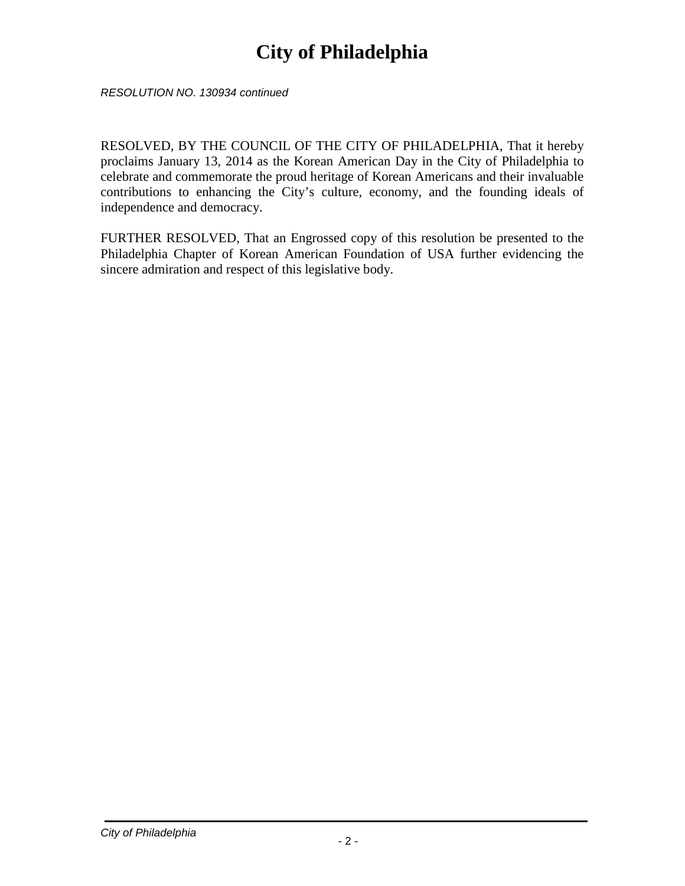*RESOLUTION NO. 130934 continued*

RESOLVED, BY THE COUNCIL OF THE CITY OF PHILADELPHIA, That it hereby proclaims January 13, 2014 as the Korean American Day in the City of Philadelphia to celebrate and commemorate the proud heritage of Korean Americans and their invaluable contributions to enhancing the City's culture, economy, and the founding ideals of independence and democracy.

FURTHER RESOLVED, That an Engrossed copy of this resolution be presented to the Philadelphia Chapter of Korean American Foundation of USA further evidencing the sincere admiration and respect of this legislative body.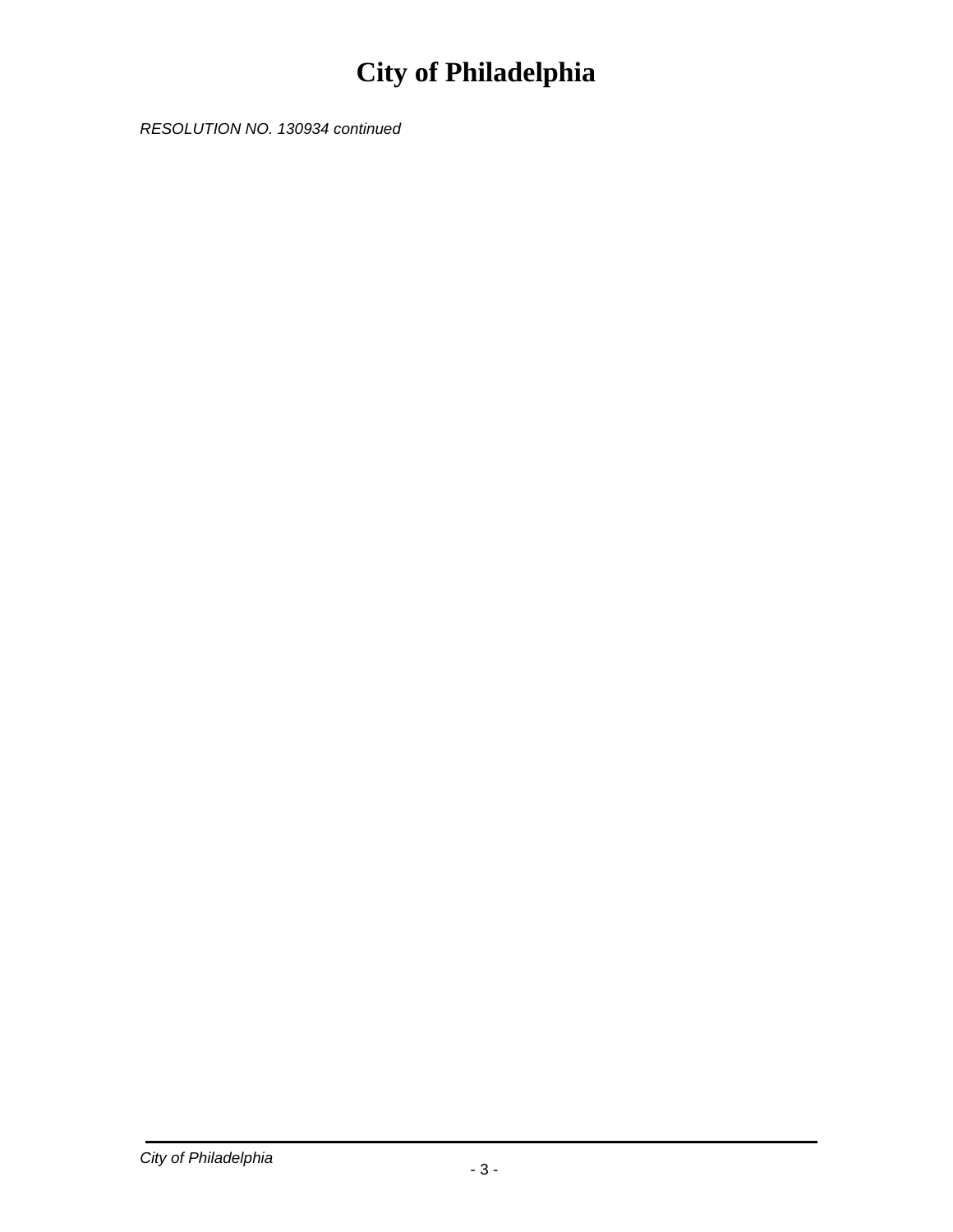*RESOLUTION NO. 130934 continued*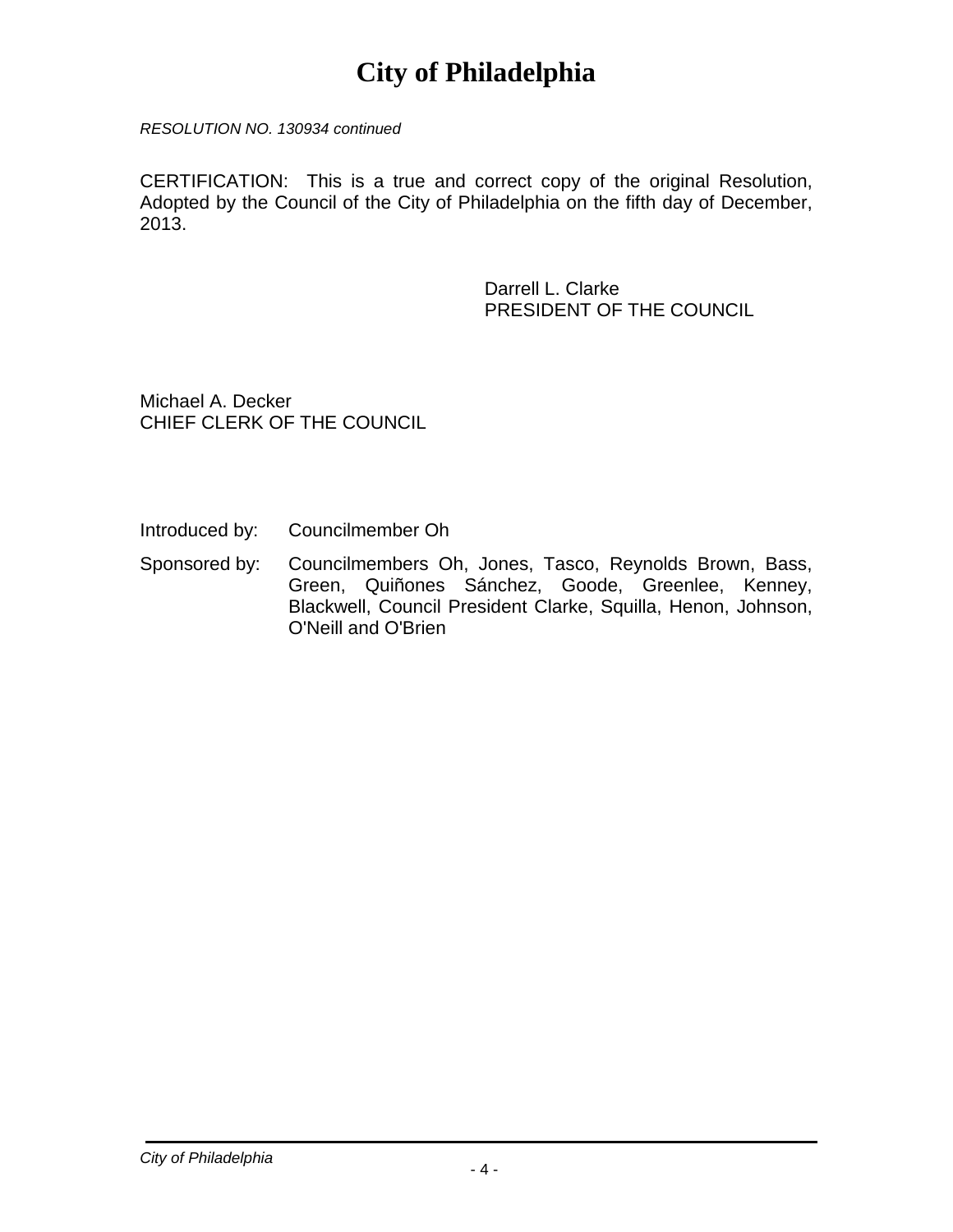# City of Philadelphia

*RESOLUTION NO. 130934 continued*

CERTIFICATION: This is a true and correct copy of the original Resolution, Adopted by the Council of the City of Philadelphia on the fifth day of December, 2013.

Darrell L. Clarke
PRESIDENT OF THE COUNCIL

Michael A. Decker
CHIEF CLERK OF THE COUNCIL

Introduced by: Councilmember Oh

Sponsored by: Councilmembers Oh, Jones, Tasco, Reynolds Brown, Bass, Green, Quiñones Sánchez, Goode, Greenlee, Kenney, Blackwell, Council President Clarke, Squilla, Henon, Johnson, O'Neill and O'Brien